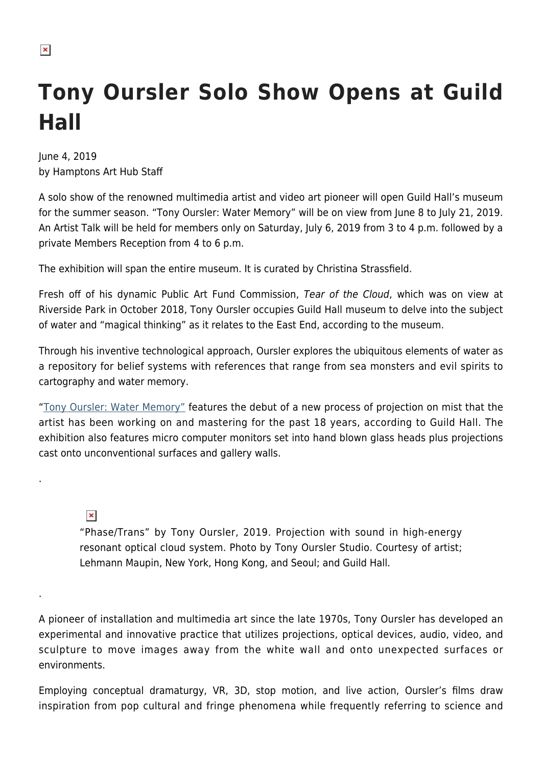# Tony Oursler Solo Show Opens at Guild Hall

June 4, 2019
by Hamptons Art Hub Staff

A solo show of the renowned multimedia artist and video art pioneer will open Guild Hall's museum for the summer season. "Tony Oursler: Water Memory" will be on view from June 8 to July 21, 2019. An Artist Talk will be held for members only on Saturday, July 6, 2019 from 3 to 4 p.m. followed by a private Members Reception from 4 to 6 p.m.

The exhibition will span the entire museum. It is curated by Christina Strassfield.

Fresh off of his dynamic Public Art Fund Commission, *Tear of the Cloud*, which was on view at Riverside Park in October 2018, Tony Oursler occupies Guild Hall museum to delve into the subject of water and "magical thinking" as it relates to the East End, according to the museum.

Through his inventive technological approach, Oursler explores the ubiquitous elements of water as a repository for belief systems with references that range from sea monsters and evil spirits to cartography and water memory.

"Tony Oursler: Water Memory" features the debut of a new process of projection on mist that the artist has been working on and mastering for the past 18 years, according to Guild Hall. The exhibition also features micro computer monitors set into hand blown glass heads plus projections cast onto unconventional surfaces and gallery walls.

.

"Phase/Trans" by Tony Oursler, 2019. Projection with sound in high-energy resonant optical cloud system. Photo by Tony Oursler Studio. Courtesy of artist; Lehmann Maupin, New York, Hong Kong, and Seoul; and Guild Hall.

.

A pioneer of installation and multimedia art since the late 1970s, Tony Oursler has developed an experimental and innovative practice that utilizes projections, optical devices, audio, video, and sculpture to move images away from the white wall and onto unexpected surfaces or environments.

Employing conceptual dramaturgy, VR, 3D, stop motion, and live action, Oursler's films draw inspiration from pop cultural and fringe phenomena while frequently referring to science and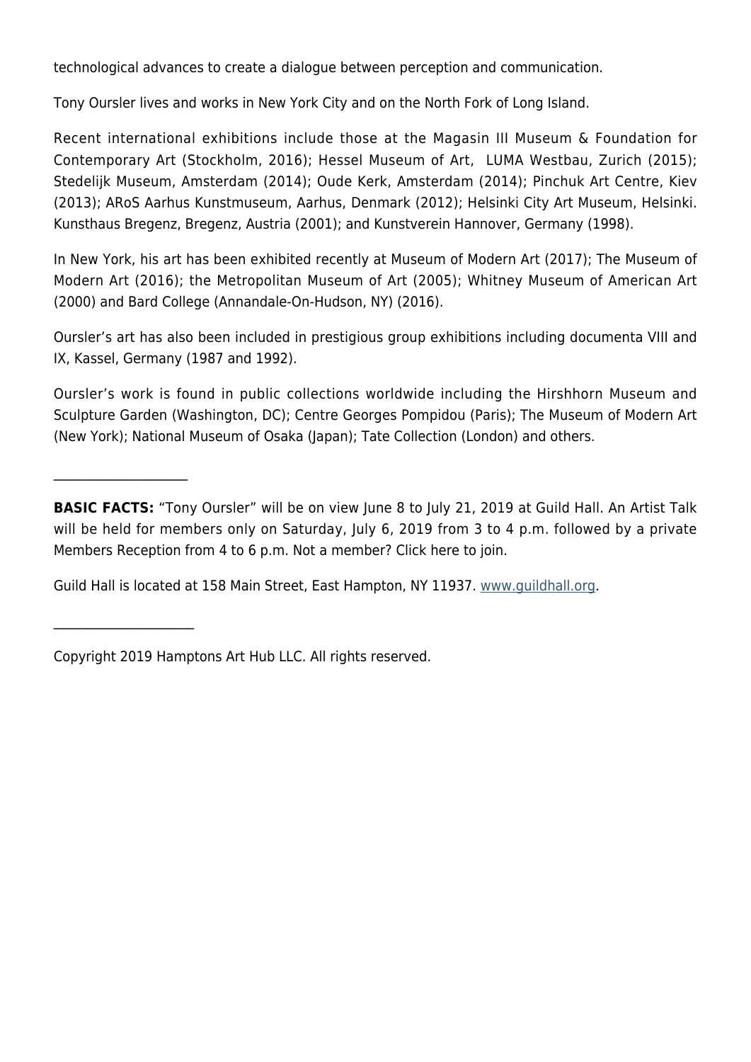technological advances to create a dialogue between perception and communication.

Tony Oursler lives and works in New York City and on the North Fork of Long Island.

Recent international exhibitions include those at the Magasin III Museum & Foundation for Contemporary Art (Stockholm, 2016); Hessel Museum of Art, LUMA Westbau, Zurich (2015); Stedelijk Museum, Amsterdam (2014); Oude Kerk, Amsterdam (2014); Pinchuk Art Centre, Kiev (2013); ARoS Aarhus Kunstmuseum, Aarhus, Denmark (2012); Helsinki City Art Museum, Helsinki. Kunsthaus Bregenz, Bregenz, Austria (2001); and Kunstverein Hannover, Germany (1998).

In New York, his art has been exhibited recently at Museum of Modern Art (2017); The Museum of Modern Art (2016); the Metropolitan Museum of Art (2005); Whitney Museum of American Art (2000) and Bard College (Annandale-On-Hudson, NY) (2016).

Oursler's art has also been included in prestigious group exhibitions including documenta VIII and IX, Kassel, Germany (1987 and 1992).

Oursler's work is found in public collections worldwide including the Hirshhorn Museum and Sculpture Garden (Washington, DC); Centre Georges Pompidou (Paris); The Museum of Modern Art (New York); National Museum of Osaka (Japan); Tate Collection (London) and others.

---

**BASIC FACTS:** "Tony Oursler" will be on view June 8 to July 21, 2019 at Guild Hall. An Artist Talk will be held for members only on Saturday, July 6, 2019 from 3 to 4 p.m. followed by a private Members Reception from 4 to 6 p.m. Not a member? Click here to join.

Guild Hall is located at 158 Main Street, East Hampton, NY 11937. [www.guildhall.org](http://www.guildhall.org).

---

Copyright 2019 Hamptons Art Hub LLC. All rights reserved.